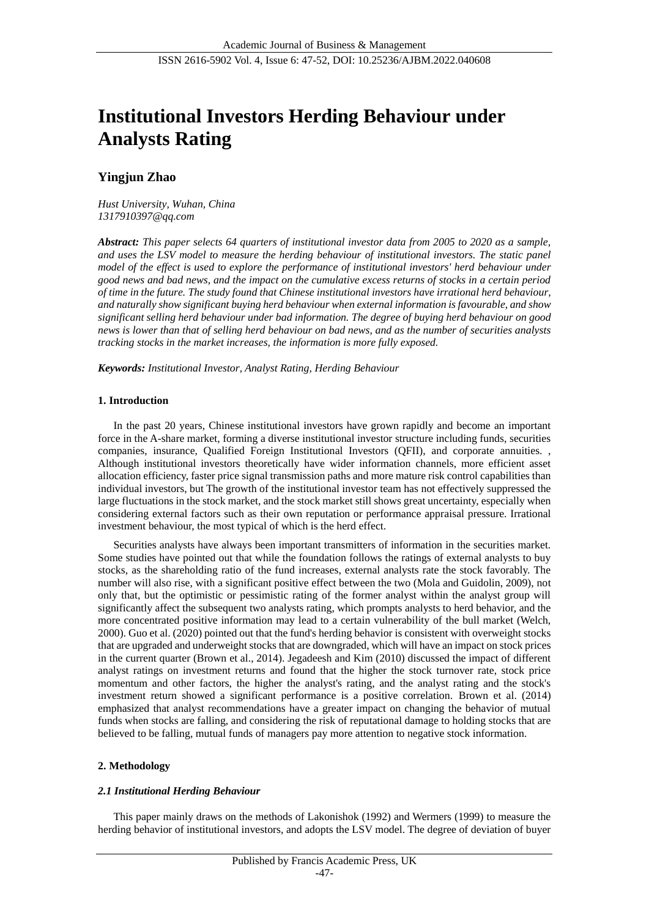# Institutional Investors Herding Behaviour under Analysts Rating

## Yingjun Zhao

*Hust University, Wuhan, China*
*1317910397@qq.com*

***Abstract:*** *This paper selects 64 quarters of institutional investor data from 2005 to 2020 as a sample, and uses the LSV model to measure the herding behaviour of institutional investors. The static panel model of the effect is used to explore the performance of institutional investors' herd behaviour under good news and bad news, and the impact on the cumulative excess returns of stocks in a certain period of time in the future. The study found that Chinese institutional investors have irrational herd behaviour, and naturally show significant buying herd behaviour when external information is favourable, and show significant selling herd behaviour under bad information. The degree of buying herd behaviour on good news is lower than that of selling herd behaviour on bad news, and as the number of securities analysts tracking stocks in the market increases, the information is more fully exposed.*

***Keywords:*** *Institutional Investor, Analyst Rating, Herding Behaviour*

### 1. Introduction

In the past 20 years, Chinese institutional investors have grown rapidly and become an important force in the A-share market, forming a diverse institutional investor structure including funds, securities companies, insurance, Qualified Foreign Institutional Investors (QFII), and corporate annuities. , Although institutional investors theoretically have wider information channels, more efficient asset allocation efficiency, faster price signal transmission paths and more mature risk control capabilities than individual investors, but The growth of the institutional investor team has not effectively suppressed the large fluctuations in the stock market, and the stock market still shows great uncertainty, especially when considering external factors such as their own reputation or performance appraisal pressure. Irrational investment behaviour, the most typical of which is the herd effect.

Securities analysts have always been important transmitters of information in the securities market. Some studies have pointed out that while the foundation follows the ratings of external analysts to buy stocks, as the shareholding ratio of the fund increases, external analysts rate the stock favorably. The number will also rise, with a significant positive effect between the two (Mola and Guidolin, 2009), not only that, but the optimistic or pessimistic rating of the former analyst within the analyst group will significantly affect the subsequent two analysts rating, which prompts analysts to herd behavior, and the more concentrated positive information may lead to a certain vulnerability of the bull market (Welch, 2000). Guo et al. (2020) pointed out that the fund's herding behavior is consistent with overweight stocks that are upgraded and underweight stocks that are downgraded, which will have an impact on stock prices in the current quarter (Brown et al., 2014). Jegadeesh and Kim (2010) discussed the impact of different analyst ratings on investment returns and found that the higher the stock turnover rate, stock price momentum and other factors, the higher the analyst's rating, and the analyst rating and the stock's investment return showed a significant performance is a positive correlation. Brown et al. (2014) emphasized that analyst recommendations have a greater impact on changing the behavior of mutual funds when stocks are falling, and considering the risk of reputational damage to holding stocks that are believed to be falling, mutual funds of managers pay more attention to negative stock information.

### 2. Methodology

#### *2.1 Institutional Herding Behaviour*

This paper mainly draws on the methods of Lakonishok (1992) and Wermers (1999) to measure the herding behavior of institutional investors, and adopts the LSV model. The degree of deviation of buyer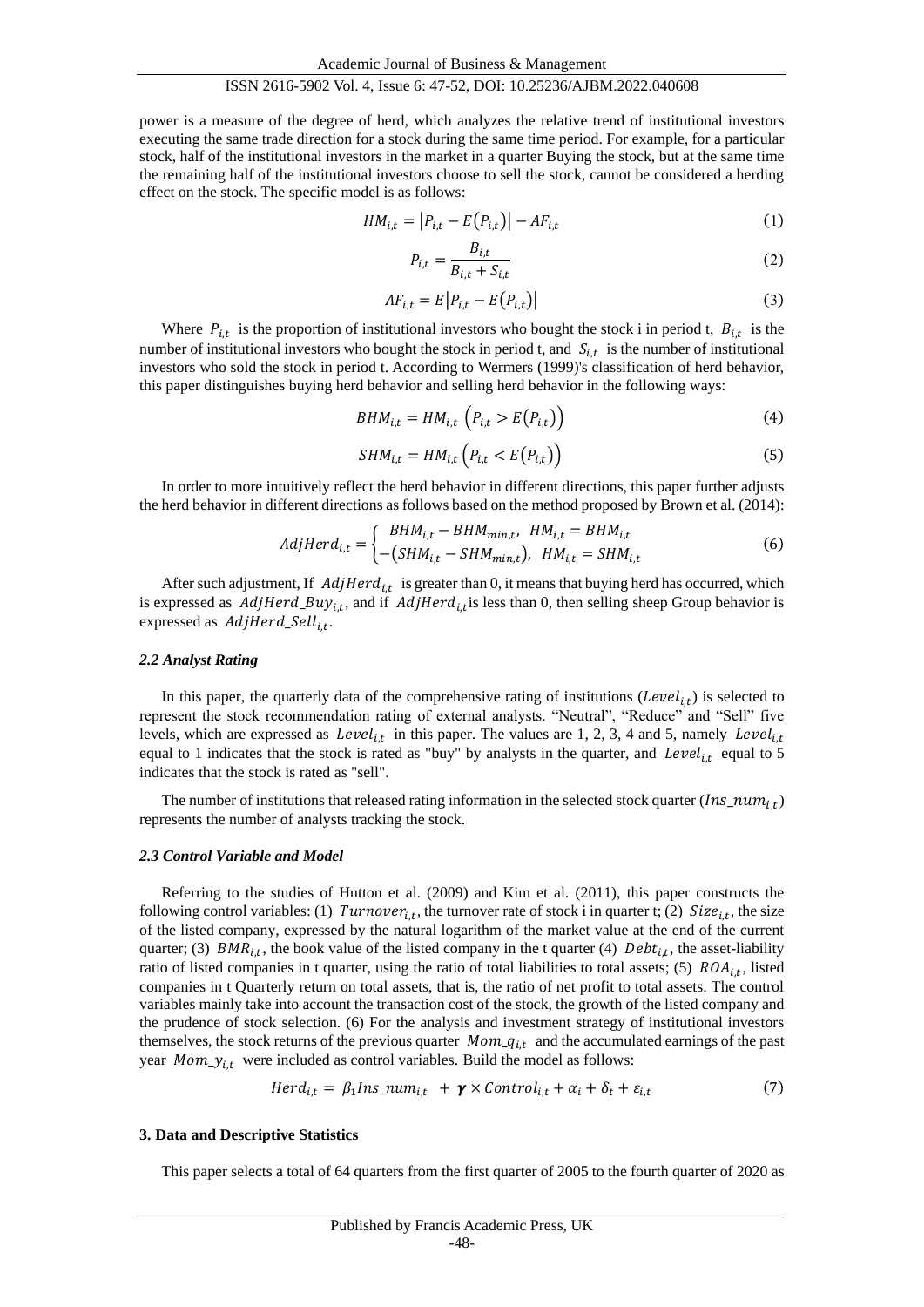power is a measure of the degree of herd, which analyzes the relative trend of institutional investors executing the same trade direction for a stock during the same time period. For example, for a particular stock, half of the institutional investors in the market in a quarter Buying the stock, but at the same time the remaining half of the institutional investors choose to sell the stock, cannot be considered a herding effect on the stock. The specific model is as follows:

$$HM_{i,t} = \left|P_{i,t} - E(P_{i,t})\right| - AF_{i,t} \tag{1}$$

$$P_{i,t} = \frac{B_{i,t}}{B_{i,t} + S_{i,t}} \tag{2}$$

$$AF_{i,t} = E\left|P_{i,t} - E(P_{i,t})\right| \tag{3}$$

Where $P_{i,t}$ is the proportion of institutional investors who bought the stock i in period t, $B_{i,t}$ is the number of institutional investors who bought the stock in period t, and $S_{i,t}$ is the number of institutional investors who sold the stock in period t. According to Wermers (1999)'s classification of herd behavior, this paper distinguishes buying herd behavior and selling herd behavior in the following ways:

$$BHM_{i,t} = HM_{i,t}\ \left(P_{i,t} > E(P_{i,t})\right) \tag{4}$$

$$SHM_{i,t} = HM_{i,t}\left(P_{i,t} < E(P_{i,t})\right) \tag{5}$$

In order to more intuitively reflect the herd behavior in different directions, this paper further adjusts the herd behavior in different directions as follows based on the method proposed by Brown et al. (2014):

$$AdjHerd_{i,t} = \begin{cases} BHM_{i,t} - BHM_{min,t}, & HM_{i,t} = BHM_{i,t} \\ -(SHM_{i,t} - SHM_{min,t}), & HM_{i,t} = SHM_{i,t} \end{cases} \tag{6}$$

After such adjustment, If $AdjHerd_{i,t}$ is greater than 0, it means that buying herd has occurred, which is expressed as $AdjHerd\_Buy_{i,t}$, and if $AdjHerd_{i,t}$ is less than 0, then selling sheep Group behavior is expressed as $AdjHerd\_Sell_{i,t}$.

### *2.2 Analyst Rating*

In this paper, the quarterly data of the comprehensive rating of institutions ($Level_{i,t}$) is selected to represent the stock recommendation rating of external analysts. "Neutral", "Reduce" and "Sell" five levels, which are expressed as $Level_{i,t}$ in this paper. The values are 1, 2, 3, 4 and 5, namely $Level_{i,t}$ equal to 1 indicates that the stock is rated as "buy" by analysts in the quarter, and $Level_{i,t}$ equal to 5 indicates that the stock is rated as "sell".

The number of institutions that released rating information in the selected stock quarter ($Ins\_num_{i,t}$) represents the number of analysts tracking the stock.

### *2.3 Control Variable and Model*

Referring to the studies of Hutton et al. (2009) and Kim et al. (2011), this paper constructs the following control variables: (1) $Turnover_{i,t}$, the turnover rate of stock i in quarter t; (2) $Size_{i,t}$, the size of the listed company, expressed by the natural logarithm of the market value at the end of the current quarter; (3) $BMR_{i,t}$, the book value of the listed company in the t quarter (4) $Debt_{i,t}$, the asset-liability ratio of listed companies in t quarter, using the ratio of total liabilities to total assets; (5) $ROA_{i,t}$, listed companies in t Quarterly return on total assets, that is, the ratio of net profit to total assets. The control variables mainly take into account the transaction cost of the stock, the growth of the listed company and the prudence of stock selection. (6) For the analysis and investment strategy of institutional investors themselves, the stock returns of the previous quarter $Mom\_q_{i,t}$ and the accumulated earnings of the past year $Mom\_y_{i,t}$ were included as control variables. Build the model as follows:

$$Herd_{i,t} = \beta_1 Ins\_num_{i,t} + \boldsymbol{\gamma} \times Control_{i,t} + \alpha_i + \delta_t + \varepsilon_{i,t} \tag{7}$$

## 3. Data and Descriptive Statistics

This paper selects a total of 64 quarters from the first quarter of 2005 to the fourth quarter of 2020 as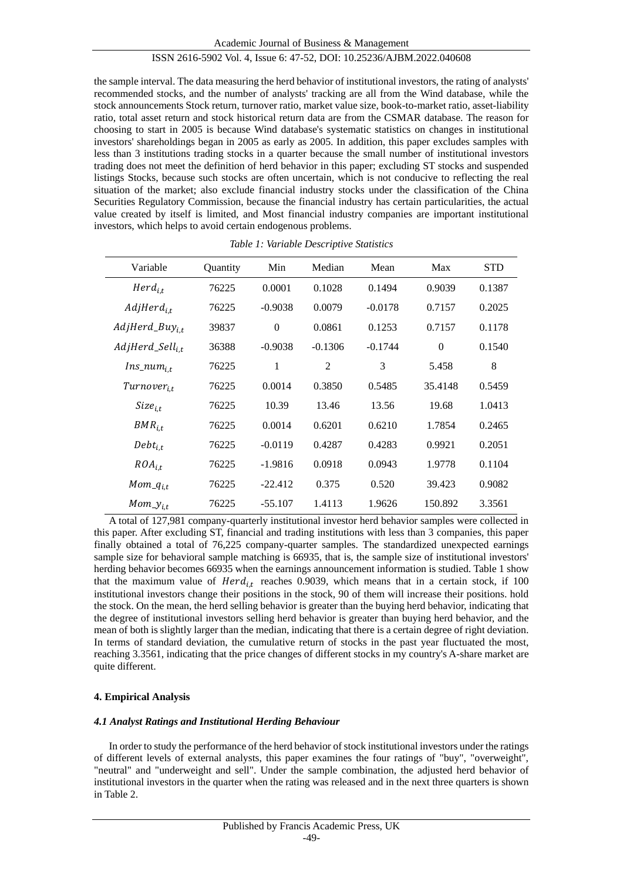the sample interval. The data measuring the herd behavior of institutional investors, the rating of analysts' recommended stocks, and the number of analysts' tracking are all from the Wind database, while the stock announcements Stock return, turnover ratio, market value size, book-to-market ratio, asset-liability ratio, total asset return and stock historical return data are from the CSMAR database. The reason for choosing to start in 2005 is because Wind database's systematic statistics on changes in institutional investors' shareholdings began in 2005 as early as 2005. In addition, this paper excludes samples with less than 3 institutions trading stocks in a quarter because the small number of institutional investors trading does not meet the definition of herd behavior in this paper; excluding ST stocks and suspended listings Stocks, because such stocks are often uncertain, which is not conducive to reflecting the real situation of the market; also exclude financial industry stocks under the classification of the China Securities Regulatory Commission, because the financial industry has certain particularities, the actual value created by itself is limited, and Most financial industry companies are important institutional investors, which helps to avoid certain endogenous problems.

*Table 1: Variable Descriptive Statistics*

| Variable | Quantity | Min | Median | Mean | Max | STD |
|---|---|---|---|---|---|---|
| $Herd_{i,t}$ | 76225 | 0.0001 | 0.1028 | 0.1494 | 0.9039 | 0.1387 |
| $AdjHerd_{i,t}$ | 76225 | -0.9038 | 0.0079 | -0.0178 | 0.7157 | 0.2025 |
| $AdjHerd\_Buy_{i,t}$ | 39837 | 0 | 0.0861 | 0.1253 | 0.7157 | 0.1178 |
| $AdjHerd\_Sell_{i,t}$ | 36388 | -0.9038 | -0.1306 | -0.1744 | 0 | 0.1540 |
| $Ins\_num_{i,t}$ | 76225 | 1 | 2 | 3 | 5.458 | 8 |
| $Turnover_{i,t}$ | 76225 | 0.0014 | 0.3850 | 0.5485 | 35.4148 | 0.5459 |
| $Size_{i,t}$ | 76225 | 10.39 | 13.46 | 13.56 | 19.68 | 1.0413 |
| $BMR_{i,t}$ | 76225 | 0.0014 | 0.6201 | 0.6210 | 1.7854 | 0.2465 |
| $Debt_{i,t}$ | 76225 | -0.0119 | 0.4287 | 0.4283 | 0.9921 | 0.2051 |
| $ROA_{i,t}$ | 76225 | -1.9816 | 0.0918 | 0.0943 | 1.9778 | 0.1104 |
| $Mom\_q_{i,t}$ | 76225 | -22.412 | 0.375 | 0.520 | 39.423 | 0.9082 |
| $Mom\_y_{i,t}$ | 76225 | -55.107 | 1.4113 | 1.9626 | 150.892 | 3.3561 |

A total of 127,981 company-quarterly institutional investor herd behavior samples were collected in this paper. After excluding ST, financial and trading institutions with less than 3 companies, this paper finally obtained a total of 76,225 company-quarter samples. The standardized unexpected earnings sample size for behavioral sample matching is 66935, that is, the sample size of institutional investors' herding behavior becomes 66935 when the earnings announcement information is studied. Table 1 show that the maximum value of $Herd_{i,t}$ reaches 0.9039, which means that in a certain stock, if 100 institutional investors change their positions in the stock, 90 of them will increase their positions. hold the stock. On the mean, the herd selling behavior is greater than the buying herd behavior, indicating that the degree of institutional investors selling herd behavior is greater than buying herd behavior, and the mean of both is slightly larger than the median, indicating that there is a certain degree of right deviation. In terms of standard deviation, the cumulative return of stocks in the past year fluctuated the most, reaching 3.3561, indicating that the price changes of different stocks in my country's A-share market are quite different.

## 4. Empirical Analysis

### *4.1 Analyst Ratings and Institutional Herding Behaviour*

In order to study the performance of the herd behavior of stock institutional investors under the ratings of different levels of external analysts, this paper examines the four ratings of "buy", "overweight", "neutral" and "underweight and sell". Under the sample combination, the adjusted herd behavior of institutional investors in the quarter when the rating was released and in the next three quarters is shown in Table 2.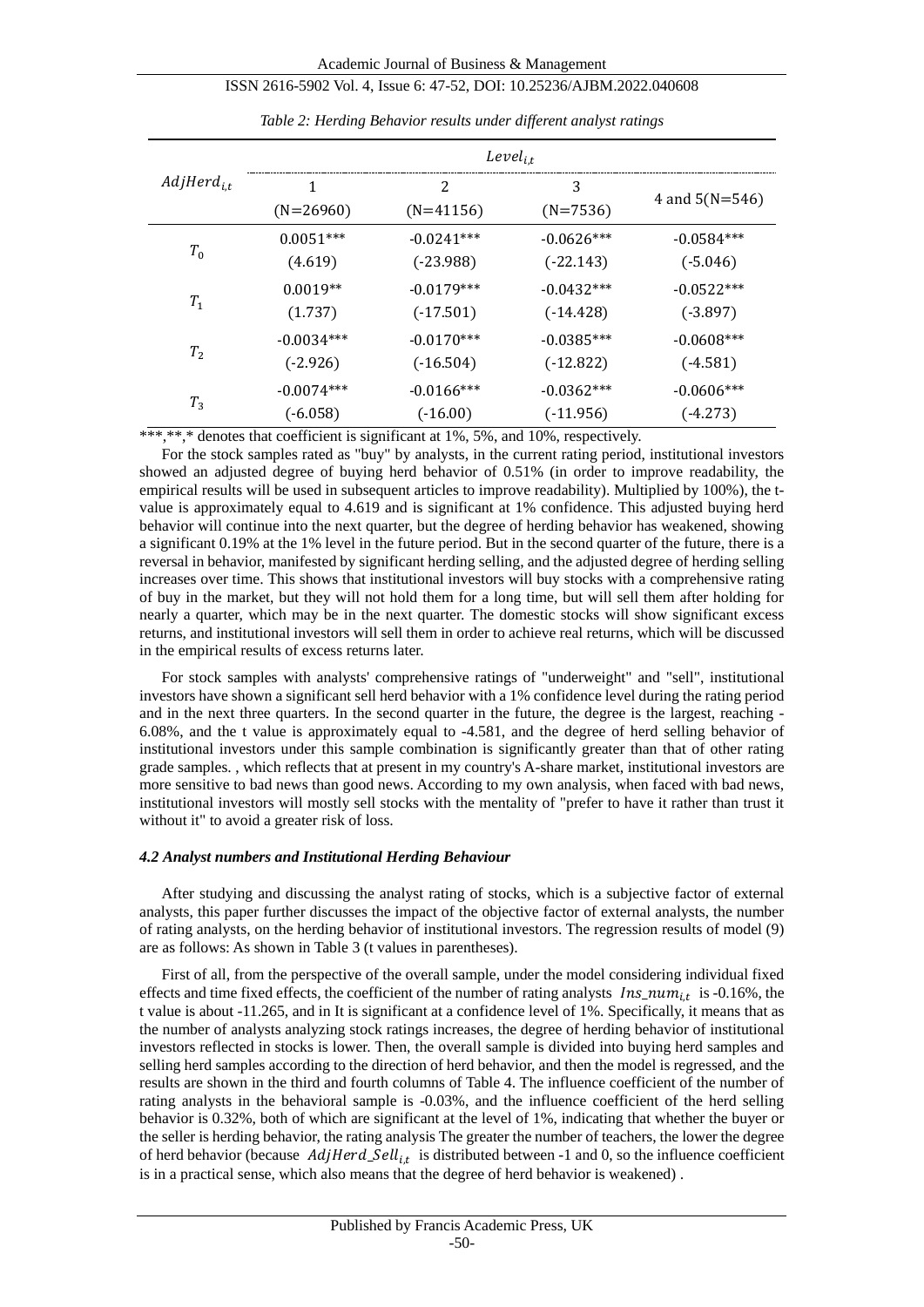*Table 2: Herding Behavior results under different analyst ratings*

| $AdjHerd_{i,t}$ | $Level_{i,t}$ | | | |
|---|---|---|---|---|
| | 1 (N=26960) | 2 (N=41156) | 3 (N=7536) | 4 and 5(N=546) |
| $T_0$ | 0.0051*** (4.619) | -0.0241*** (-23.988) | -0.0626*** (-22.143) | -0.0584*** (-5.046) |
| $T_1$ | 0.0019** (1.737) | -0.0179*** (-17.501) | -0.0432*** (-14.428) | -0.0522*** (-3.897) |
| $T_2$ | -0.0034*** (-2.926) | -0.0170*** (-16.504) | -0.0385*** (-12.822) | -0.0608*** (-4.581) |
| $T_3$ | -0.0074*** (-6.058) | -0.0166*** (-16.00) | -0.0362*** (-11.956) | -0.0606*** (-4.273) |

***,**,* denotes that coefficient is significant at 1%, 5%, and 10%, respectively.

For the stock samples rated as "buy" by analysts, in the current rating period, institutional investors showed an adjusted degree of buying herd behavior of 0.51% (in order to improve readability, the empirical results will be used in subsequent articles to improve readability). Multiplied by 100%), the t-value is approximately equal to 4.619 and is significant at 1% confidence. This adjusted buying herd behavior will continue into the next quarter, but the degree of herding behavior has weakened, showing a significant 0.19% at the 1% level in the future period. But in the second quarter of the future, there is a reversal in behavior, manifested by significant herding selling, and the adjusted degree of herding selling increases over time. This shows that institutional investors will buy stocks with a comprehensive rating of buy in the market, but they will not hold them for a long time, but will sell them after holding for nearly a quarter, which may be in the next quarter. The domestic stocks will show significant excess returns, and institutional investors will sell them in order to achieve real returns, which will be discussed in the empirical results of excess returns later.

For stock samples with analysts' comprehensive ratings of "underweight" and "sell", institutional investors have shown a significant sell herd behavior with a 1% confidence level during the rating period and in the next three quarters. In the second quarter in the future, the degree is the largest, reaching -6.08%, and the t value is approximately equal to -4.581, and the degree of herd selling behavior of institutional investors under this sample combination is significantly greater than that of other rating grade samples. , which reflects that at present in my country's A-share market, institutional investors are more sensitive to bad news than good news. According to my own analysis, when faced with bad news, institutional investors will mostly sell stocks with the mentality of "prefer to have it rather than trust it without it" to avoid a greater risk of loss.

#### *4.2 Analyst numbers and Institutional Herding Behaviour*

After studying and discussing the analyst rating of stocks, which is a subjective factor of external analysts, this paper further discusses the impact of the objective factor of external analysts, the number of rating analysts, on the herding behavior of institutional investors. The regression results of model (9) are as follows: As shown in Table 3 (t values in parentheses).

First of all, from the perspective of the overall sample, under the model considering individual fixed effects and time fixed effects, the coefficient of the number of rating analysts $Ins\_num_{i,t}$ is -0.16%, the t value is about -11.265, and in It is significant at a confidence level of 1%. Specifically, it means that as the number of analysts analyzing stock ratings increases, the degree of herding behavior of institutional investors reflected in stocks is lower. Then, the overall sample is divided into buying herd samples and selling herd samples according to the direction of herd behavior, and then the model is regressed, and the results are shown in the third and fourth columns of Table 4. The influence coefficient of the number of rating analysts in the behavioral sample is -0.03%, and the influence coefficient of the herd selling behavior is 0.32%, both of which are significant at the level of 1%, indicating that whether the buyer or the seller is herding behavior, the rating analysis The greater the number of teachers, the lower the degree of herd behavior (because $AdjHerd\_Sell_{i,t}$ is distributed between -1 and 0, so the influence coefficient is in a practical sense, which also means that the degree of herd behavior is weakened) .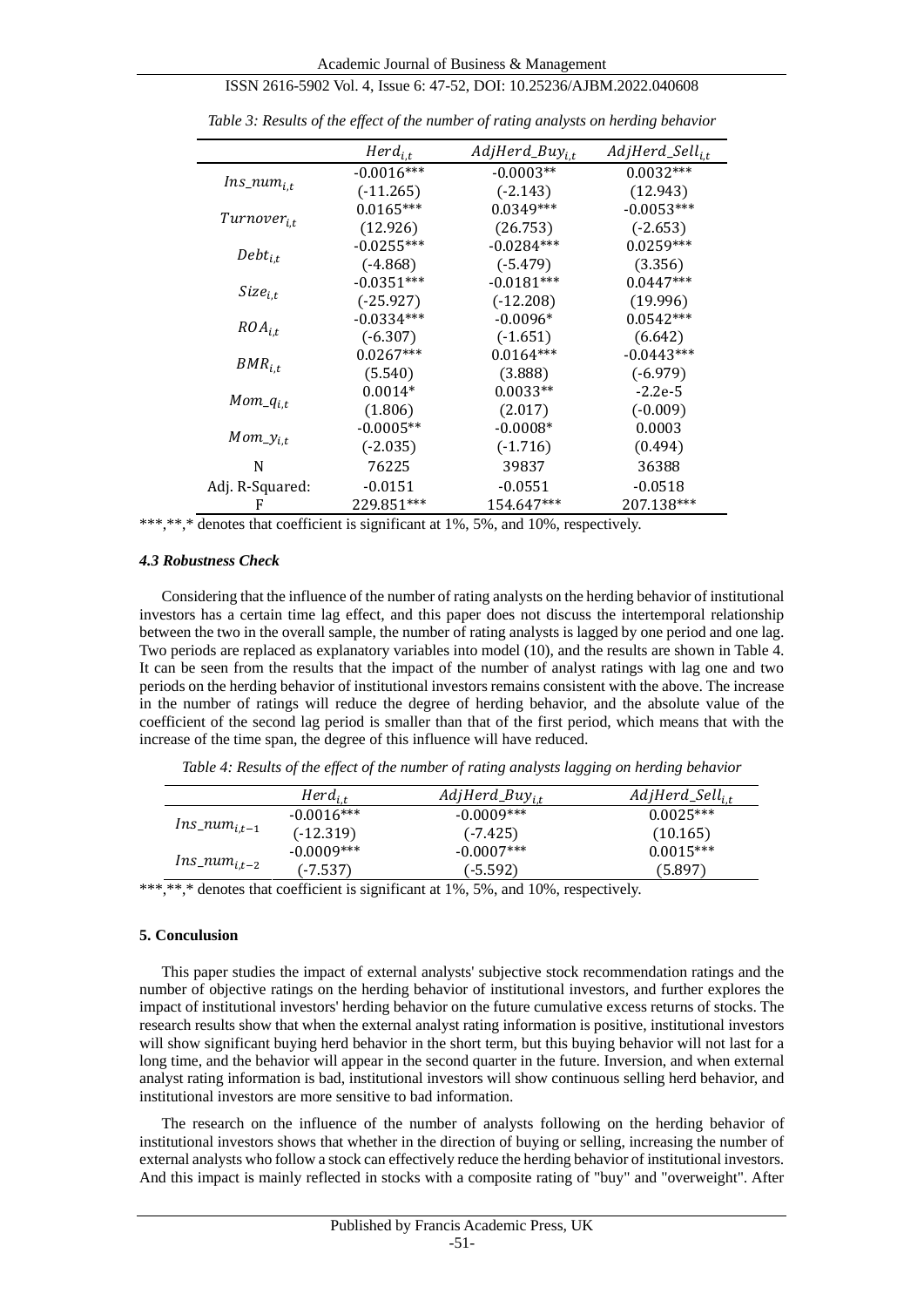*Table 3: Results of the effect of the number of rating analysts on herding behavior*

| | $Herd_{i,t}$ | $AdjHerd\_Buy_{i,t}$ | $AdjHerd\_Sell_{i,t}$ |
|---|---|---|---|
| $Ins\_num_{i,t}$ | -0.0016*** | -0.0003** | 0.0032*** |
| | (-11.265) | (-2.143) | (12.943) |
| $Turnover_{i,t}$ | 0.0165*** | 0.0349*** | -0.0053*** |
| | (12.926) | (26.753) | (-2.653) |
| $Debt_{i,t}$ | -0.0255*** | -0.0284*** | 0.0259*** |
| | (-4.868) | (-5.479) | (3.356) |
| $Size_{i,t}$ | -0.0351*** | -0.0181*** | 0.0447*** |
| | (-25.927) | (-12.208) | (19.996) |
| $ROA_{i,t}$ | -0.0334*** | -0.0096* | 0.0542*** |
| | (-6.307) | (-1.651) | (6.642) |
| $BMR_{i,t}$ | 0.0267*** | 0.0164*** | -0.0443*** |
| | (5.540) | (3.888) | (-6.979) |
| $Mom\_q_{i,t}$ | 0.0014* | 0.0033** | -2.2e-5 |
| | (1.806) | (2.017) | (-0.009) |
| $Mom\_y_{i,t}$ | -0.0005** | -0.0008* | 0.0003 |
| | (-2.035) | (-1.716) | (0.494) |
| N | 76225 | 39837 | 36388 |
| Adj. R-Squared: | -0.0151 | -0.0551 | -0.0518 |
| F | 229.851*** | 154.647*** | 207.138*** |

***,**,* denotes that coefficient is significant at 1%, 5%, and 10%, respectively.

#### *4.3 Robustness Check*

Considering that the influence of the number of rating analysts on the herding behavior of institutional investors has a certain time lag effect, and this paper does not discuss the intertemporal relationship between the two in the overall sample, the number of rating analysts is lagged by one period and one lag. Two periods are replaced as explanatory variables into model (10), and the results are shown in Table 4. It can be seen from the results that the impact of the number of analyst ratings with lag one and two periods on the herding behavior of institutional investors remains consistent with the above. The increase in the number of ratings will reduce the degree of herding behavior, and the absolute value of the coefficient of the second lag period is smaller than that of the first period, which means that with the increase of the time span, the degree of this influence will have reduced.

*Table 4: Results of the effect of the number of rating analysts lagging on herding behavior*

| | $Herd_{i,t}$ | $AdjHerd\_Buy_{i,t}$ | $AdjHerd\_Sell_{i,t}$ |
|---|---|---|---|
| $Ins\_num_{i,t-1}$ | -0.0016*** | -0.0009*** | 0.0025*** |
| | (-12.319) | (-7.425) | (10.165) |
| $Ins\_num_{i,t-2}$ | -0.0009*** | -0.0007*** | 0.0015*** |
| | (-7.537) | (-5.592) | (5.897) |

***,**,* denotes that coefficient is significant at 1%, 5%, and 10%, respectively.

### 5. Conculusion

This paper studies the impact of external analysts' subjective stock recommendation ratings and the number of objective ratings on the herding behavior of institutional investors, and further explores the impact of institutional investors' herding behavior on the future cumulative excess returns of stocks. The research results show that when the external analyst rating information is positive, institutional investors will show significant buying herd behavior in the short term, but this buying behavior will not last for a long time, and the behavior will appear in the second quarter in the future. Inversion, and when external analyst rating information is bad, institutional investors will show continuous selling herd behavior, and institutional investors are more sensitive to bad information.

The research on the influence of the number of analysts following on the herding behavior of institutional investors shows that whether in the direction of buying or selling, increasing the number of external analysts who follow a stock can effectively reduce the herding behavior of institutional investors. And this impact is mainly reflected in stocks with a composite rating of "buy" and "overweight". After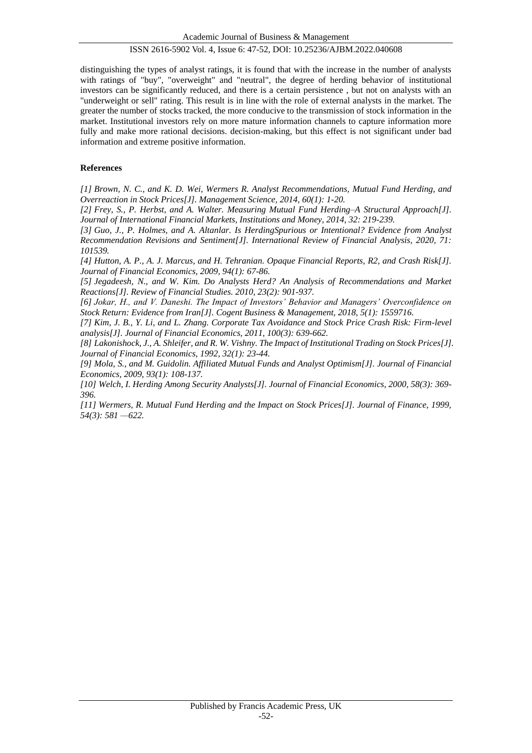distinguishing the types of analyst ratings, it is found that with the increase in the number of analysts with ratings of "buy", "overweight" and "neutral", the degree of herding behavior of institutional investors can be significantly reduced, and there is a certain persistence , but not on analysts with an "underweight or sell" rating. This result is in line with the role of external analysts in the market. The greater the number of stocks tracked, the more conducive to the transmission of stock information in the market. Institutional investors rely on more mature information channels to capture information more fully and make more rational decisions. decision-making, but this effect is not significant under bad information and extreme positive information.

## References

*[1] Brown, N. C., and K. D. Wei, Wermers R. Analyst Recommendations, Mutual Fund Herding, and Overreaction in Stock Prices[J]. Management Science, 2014, 60(1): 1-20.*

*[2] Frey, S., P. Herbst, and A. Walter. Measuring Mutual Fund Herding–A Structural Approach[J]. Journal of International Financial Markets, Institutions and Money, 2014, 32: 219-239.*

*[3] Guo, J., P. Holmes, and A. Altanlar. Is HerdingSpurious or Intentional? Evidence from Analyst Recommendation Revisions and Sentiment[J]. International Review of Financial Analysis, 2020, 71: 101539.*

*[4] Hutton, A. P., A. J. Marcus, and H. Tehranian. Opaque Financial Reports, R2, and Crash Risk[J]. Journal of Financial Economics, 2009, 94(1): 67-86.*

*[5] Jegadeesh, N., and W. Kim. Do Analysts Herd? An Analysis of Recommendations and Market Reactions[J]. Review of Financial Studies. 2010, 23(2): 901-937.*

*[6] Jokar, H., and V. Daneshi. The Impact of Investors' Behavior and Managers' Overconfidence on Stock Return: Evidence from Iran[J]. Cogent Business & Management, 2018, 5(1): 1559716.*

*[7] Kim, J. B., Y. Li, and L. Zhang. Corporate Tax Avoidance and Stock Price Crash Risk: Firm-level analysis[J]. Journal of Financial Economics, 2011, 100(3): 639-662.*

*[8] Lakonishock, J., A. Shleifer, and R. W. Vishny. The Impact of Institutional Trading on Stock Prices[J]. Journal of Financial Economics, 1992, 32(1): 23-44.*

*[9] Mola, S., and M. Guidolin. Affiliated Mutual Funds and Analyst Optimism[J]. Journal of Financial Economics, 2009, 93(1): 108-137.*

*[10] Welch, I. Herding Among Security Analysts[J]. Journal of Financial Economics, 2000, 58(3): 369-396.*

*[11] Wermers, R. Mutual Fund Herding and the Impact on Stock Prices[J]. Journal of Finance, 1999, 54(3): 581 —622.*